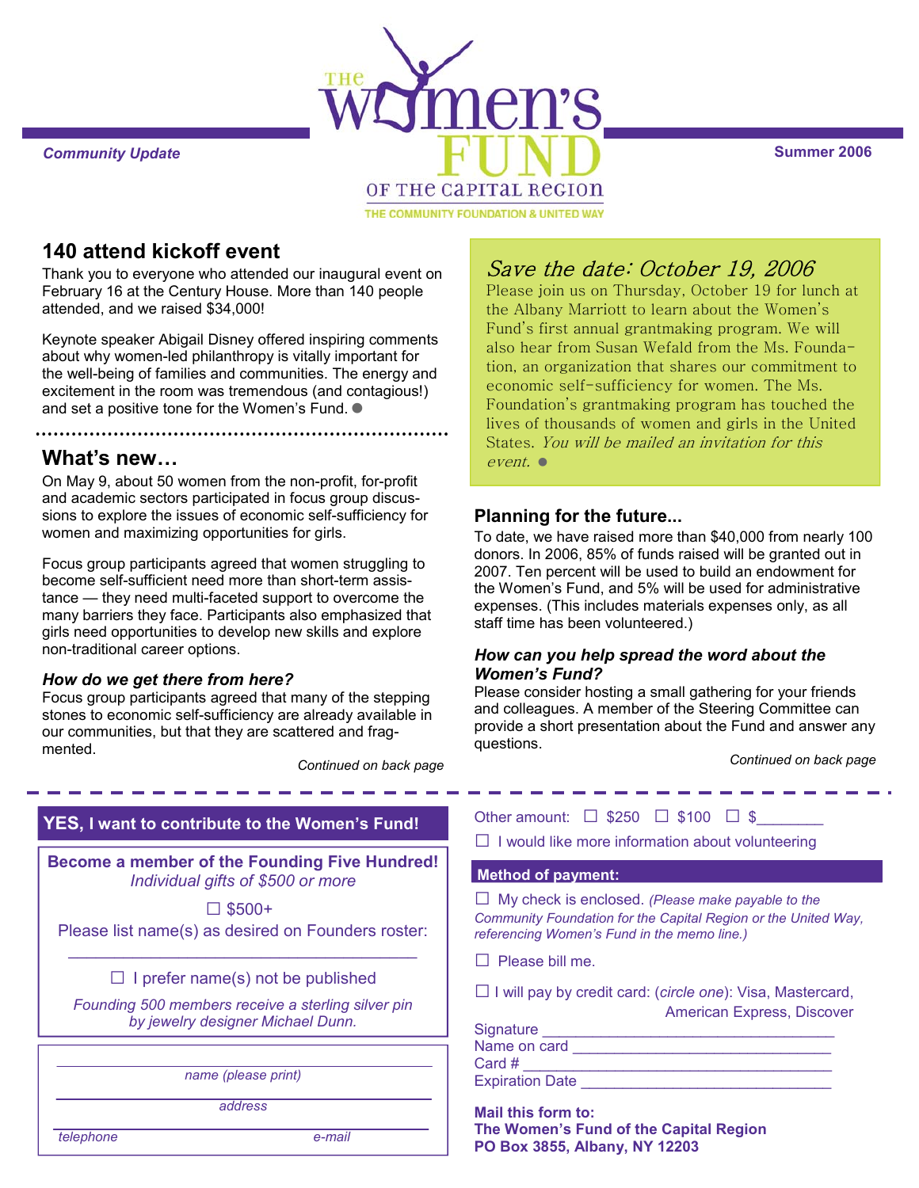Community Update

# The Women's Fund of the Capital Region

THE COMMUNITY FOUNDATION & UNITED WAY

Summer 2006

## 140 attend kickoff event

Thank you to everyone who attended our inaugural event on February 16 at the Century House. More than 140 people attended, and we raised $34,000!

Keynote speaker Abigail Disney offered inspiring comments about why women-led philanthropy is vitally important for the well-being of families and communities. The energy and excitement in the room was tremendous (and contagious!) and set a positive tone for the Women's Fund.

## What's new…

On May 9, about 50 women from the non-profit, for-profit and academic sectors participated in focus group discussions to explore the issues of economic self-sufficiency for women and maximizing opportunities for girls.

Focus group participants agreed that women struggling to become self-sufficient need more than short-term assistance — they need multi-faceted support to overcome the many barriers they face. Participants also emphasized that girls need opportunities to develop new skills and explore non-traditional career options.

### *How do we get there from here?*

Focus group participants agreed that many of the stepping stones to economic self-sufficiency are already available in our communities, but that they are scattered and fragmented.

*Continued on back page*

## *Save the date: October 19, 2006*

Please join us on Thursday, October 19 for lunch at the Albany Marriott to learn about the Women's Fund's first annual grantmaking program. We will also hear from Susan Wefald from the Ms. Foundation, an organization that shares our commitment to economic self-sufficiency for women. The Ms. Foundation's grantmaking program has touched the lives of thousands of women and girls in the United States. *You will be mailed an invitation for this event.*

## Planning for the future...

To date, we have raised more than $40,000 from nearly 100 donors. In 2006, 85% of funds raised will be granted out in 2007. Ten percent will be used to build an endowment for the Women's Fund, and 5% will be used for administrative expenses. (This includes materials expenses only, as all staff time has been volunteered.)

### *How can you help spread the word about the Women's Fund?*

Please consider hosting a small gathering for your friends and colleagues. A member of the Steering Committee can provide a short presentation about the Fund and answer any questions.

*Continued on back page*

---

## YES, I want to contribute to the Women's Fund!

**Become a member of the Founding Five Hundred!**
*Individual gifts of $500 or more*

☐ $500+

Please list name(s) as desired on Founders roster:

______________________________

☐ I prefer name(s) not be published

*Founding 500 members receive a sterling silver pin by jewelry designer Michael Dunn.*

______________________________
*name (please print)*

______________________________
*address*

______________________________
*telephone* *e-mail*

Other amount: ☐ $250 ☐ $100 ☐ $________

☐ I would like more information about volunteering

**Method of payment:**

☐ My check is enclosed. *(Please make payable to the Community Foundation for the Capital Region or the United Way, referencing Women's Fund in the memo line.)*

☐ Please bill me.

☐ I will pay by credit card: (*circle one*): Visa, Mastercard, American Express, Discover

Signature ______________________________
Name on card ______________________________
Card # ______________________________
Expiration Date ______________________________

**Mail this form to:**
**The Women's Fund of the Capital Region**
**PO Box 3855, Albany, NY 12203**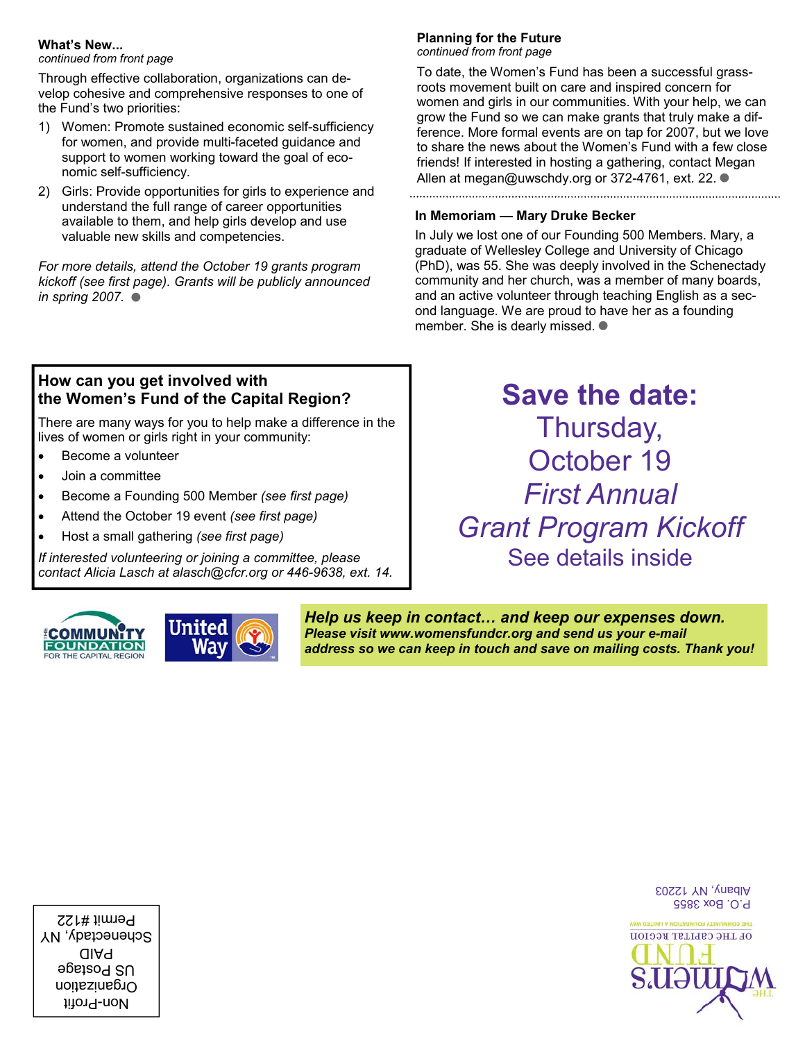### What's New...
*continued from front page*

Through effective collaboration, organizations can develop cohesive and comprehensive responses to one of the Fund's two priorities:

1) Women: Promote sustained economic self-sufficiency for women, and provide multi-faceted guidance and support to women working toward the goal of economic self-sufficiency.
2) Girls: Provide opportunities for girls to experience and understand the full range of career opportunities available to them, and help girls develop and use valuable new skills and competencies.

*For more details, attend the October 19 grants program kickoff (see first page). Grants will be publicly announced in spring 2007.*

### Planning for the Future
*continued from front page*

To date, the Women's Fund has been a successful grassroots movement built on care and inspired concern for women and girls in our communities. With your help, we can grow the Fund so we can make grants that truly make a difference. More formal events are on tap for 2007, but we love to share the news about the Women's Fund with a few close friends! If interested in hosting a gathering, contact Megan Allen at megan@uwschdy.org or 372-4761, ext. 22.

### In Memoriam — Mary Druke Becker

In July we lost one of our Founding 500 Members. Mary, a graduate of Wellesley College and University of Chicago (PhD), was 55. She was deeply involved in the Schenectady community and her church, was a member of many boards, and an active volunteer through teaching English as a second language. We are proud to have her as a founding member. She is dearly missed.

### How can you get involved with the Women's Fund of the Capital Region?

There are many ways for you to help make a difference in the lives of women or girls right in your community:

- Become a volunteer
- Join a committee
- Become a Founding 500 Member *(see first page)*
- Attend the October 19 event *(see first page)*
- Host a small gathering *(see first page)*

*If interested volunteering or joining a committee, please contact Alicia Lasch at alasch@cfcr.org or 446-9638, ext. 14.*

## Save the date:

Thursday,
October 19
*First Annual*
*Grant Program Kickoff*
See details inside

The Community Foundation for the Capital Region

United Way

***Help us keep in contact… and keep our expenses down.***
***Please visit www.womensfundcr.org and send us your e-mail address so we can keep in touch and save on mailing costs. Thank you!***

Non-Profit
Organization
US Postage
PAID
Schenectady, NY
Permit #122

The Women's Fund of the Capital Region
The Community Foundation & United Way
P.O. Box 3855
Albany, NY 12203